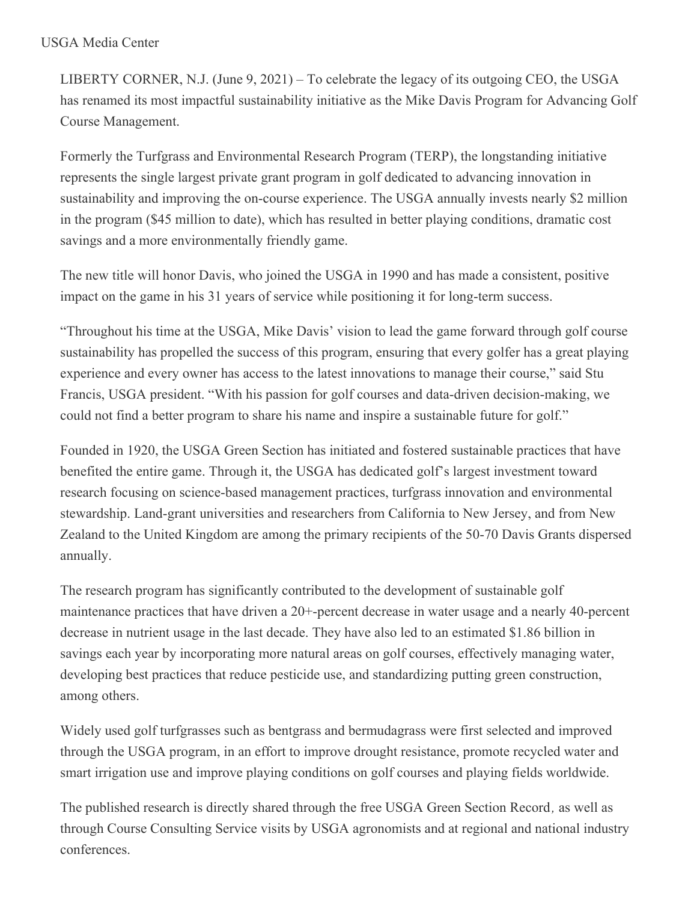USGA Media Center

LIBERTY CORNER, N.J. (June 9, 2021) – To celebrate the legacy of its outgoing CEO, the USGA has renamed its most impactful sustainability initiative as the Mike Davis Program for Advancing Golf Course Management.

Formerly the Turfgrass and Environmental Research Program (TERP), the longstanding initiative represents the single largest private grant program in golf dedicated to advancing innovation in sustainability and improving the on-course experience. The USGA annually invests nearly $2 million in the program ($45 million to date), which has resulted in better playing conditions, dramatic cost savings and a more environmentally friendly game.

The new title will honor Davis, who joined the USGA in 1990 and has made a consistent, positive impact on the game in his 31 years of service while positioning it for long-term success.

"Throughout his time at the USGA, Mike Davis' vision to lead the game forward through golf course sustainability has propelled the success of this program, ensuring that every golfer has a great playing experience and every owner has access to the latest innovations to manage their course," said Stu Francis, USGA president. "With his passion for golf courses and data-driven decision-making, we could not find a better program to share his name and inspire a sustainable future for golf."

Founded in 1920, the USGA Green Section has initiated and fostered sustainable practices that have benefited the entire game. Through it, the USGA has dedicated golf's largest investment toward research focusing on science-based management practices, turfgrass innovation and environmental stewardship. Land-grant universities and researchers from California to New Jersey, and from New Zealand to the United Kingdom are among the primary recipients of the 50-70 Davis Grants dispersed annually.

The research program has significantly contributed to the development of sustainable golf maintenance practices that have driven a 20+-percent decrease in water usage and a nearly 40-percent decrease in nutrient usage in the last decade. They have also led to an estimated $1.86 billion in savings each year by incorporating more natural areas on golf courses, effectively managing water, developing best practices that reduce pesticide use, and standardizing putting green construction, among others.

Widely used golf turfgrasses such as bentgrass and bermudagrass were first selected and improved through the USGA program, in an effort to improve drought resistance, promote recycled water and smart irrigation use and improve playing conditions on golf courses and playing fields worldwide.

The published research is directly shared through the free USGA Green Section Record*,* as well as through Course Consulting Service visits by USGA agronomists and at regional and national industry conferences.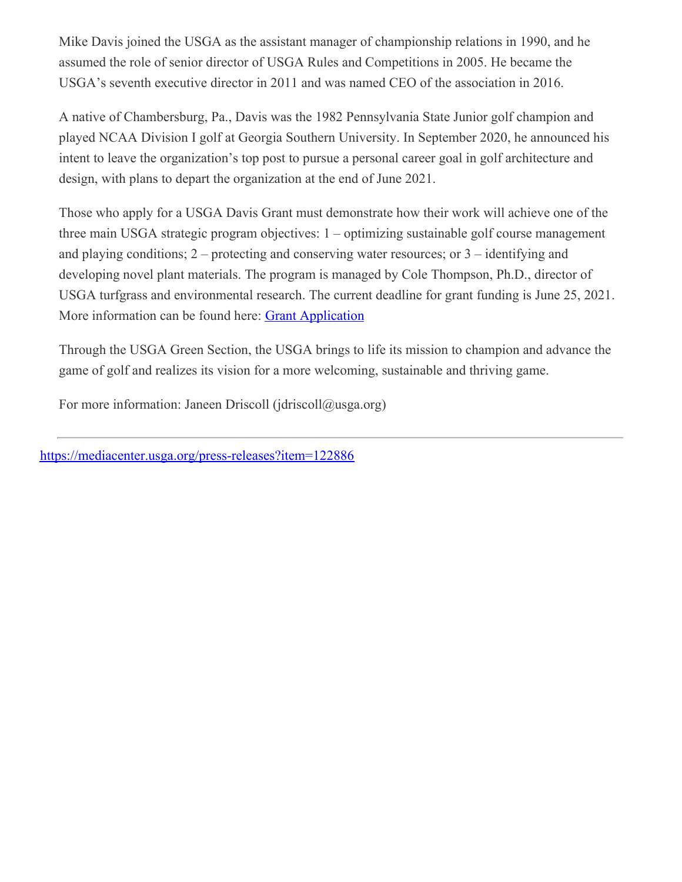Mike Davis joined the USGA as the assistant manager of championship relations in 1990, and he assumed the role of senior director of USGA Rules and Competitions in 2005. He became the USGA's seventh executive director in 2011 and was named CEO of the association in 2016.

A native of Chambersburg, Pa., Davis was the 1982 Pennsylvania State Junior golf champion and played NCAA Division I golf at Georgia Southern University. In September 2020, he announced his intent to leave the organization's top post to pursue a personal career goal in golf architecture and design, with plans to depart the organization at the end of June 2021.

Those who apply for a USGA Davis Grant must demonstrate how their work will achieve one of the three main USGA strategic program objectives: 1 – optimizing sustainable golf course management and playing conditions; 2 – protecting and conserving water resources; or 3 – identifying and developing novel plant materials. The program is managed by Cole Thompson, Ph.D., director of USGA turfgrass and environmental research. The current deadline for grant funding is June 25, 2021. More information can be found here: [Grant Application]

Through the USGA Green Section, the USGA brings to life its mission to champion and advance the game of golf and realizes its vision for a more welcoming, sustainable and thriving game.

For more information: Janeen Driscoll (jdriscoll@usga.org)

---

https://mediacenter.usga.org/press-releases?item=122886